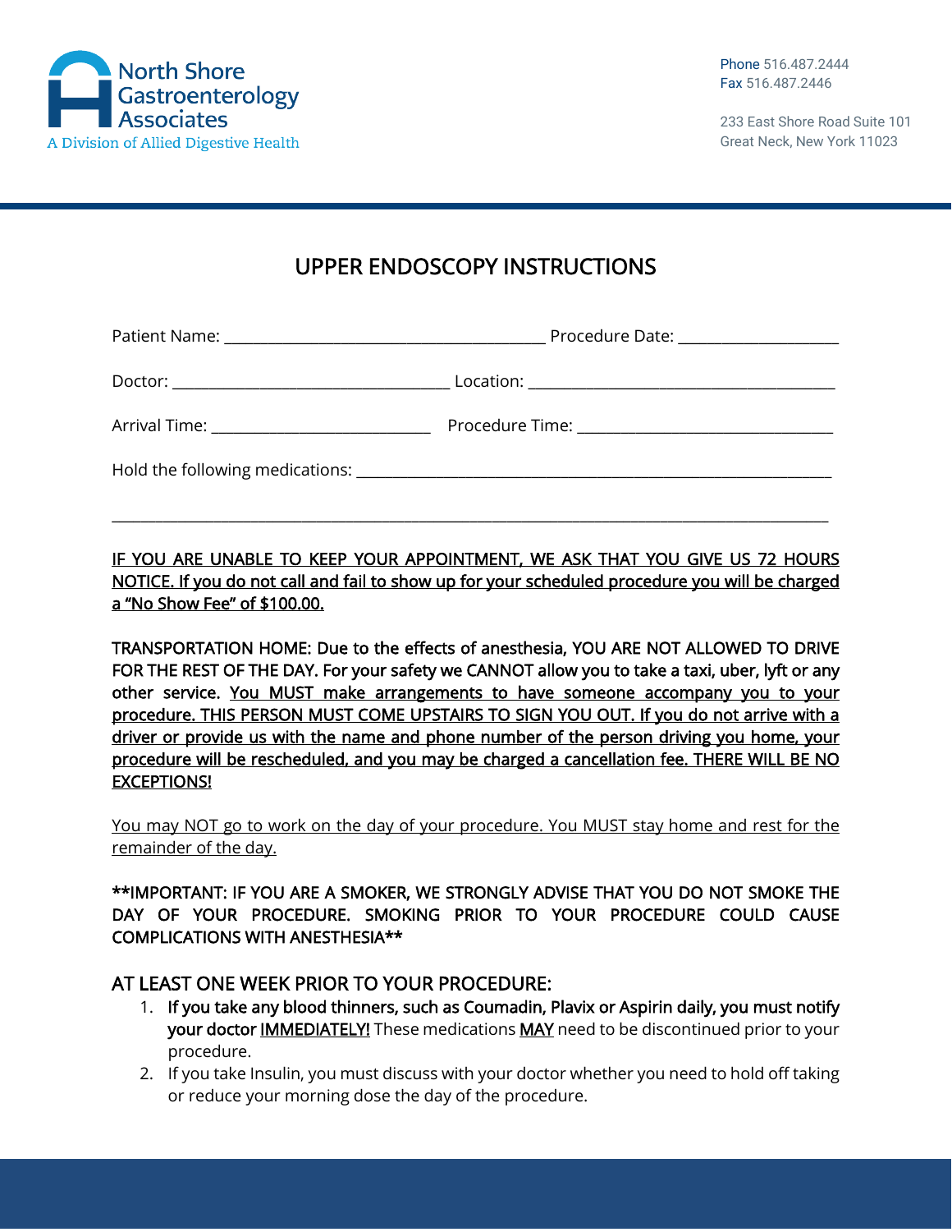North Shore Gastroenterology Associates
A Division of Allied Digestive Health

Phone 516.487.2444
Fax 516.487.2446

233 East Shore Road Suite 101
Great Neck, New York 11023

# UPPER ENDOSCOPY INSTRUCTIONS

Patient Name: ______________________________ Procedure Date: ________________

Doctor: ___________________________ Location: ______________________________

Arrival Time: ____________________ Procedure Time: _________________________

Hold the following medications: _____________________________________________

_______________________________________________________________________

IF YOU ARE UNABLE TO KEEP YOUR APPOINTMENT, WE ASK THAT YOU GIVE US 72 HOURS NOTICE. If you do not call and fail to show up for your scheduled procedure you will be charged a "No Show Fee" of $100.00.

TRANSPORTATION HOME: Due to the effects of anesthesia, YOU ARE NOT ALLOWED TO DRIVE FOR THE REST OF THE DAY. For your safety we CANNOT allow you to take a taxi, uber, lyft or any other service. You MUST make arrangements to have someone accompany you to your procedure. THIS PERSON MUST COME UPSTAIRS TO SIGN YOU OUT. If you do not arrive with a driver or provide us with the name and phone number of the person driving you home, your procedure will be rescheduled, and you may be charged a cancellation fee. THERE WILL BE NO EXCEPTIONS!

You may NOT go to work on the day of your procedure. You MUST stay home and rest for the remainder of the day.

**IMPORTANT: IF YOU ARE A SMOKER, WE STRONGLY ADVISE THAT YOU DO NOT SMOKE THE DAY OF YOUR PROCEDURE. SMOKING PRIOR TO YOUR PROCEDURE COULD CAUSE COMPLICATIONS WITH ANESTHESIA**

## AT LEAST ONE WEEK PRIOR TO YOUR PROCEDURE:

1. **If you take any blood thinners, such as Coumadin, Plavix or Aspirin daily, you must notify your doctor IMMEDIATELY!** These medications MAY need to be discontinued prior to your procedure.
2. If you take Insulin, you must discuss with your doctor whether you need to hold off taking or reduce your morning dose the day of the procedure.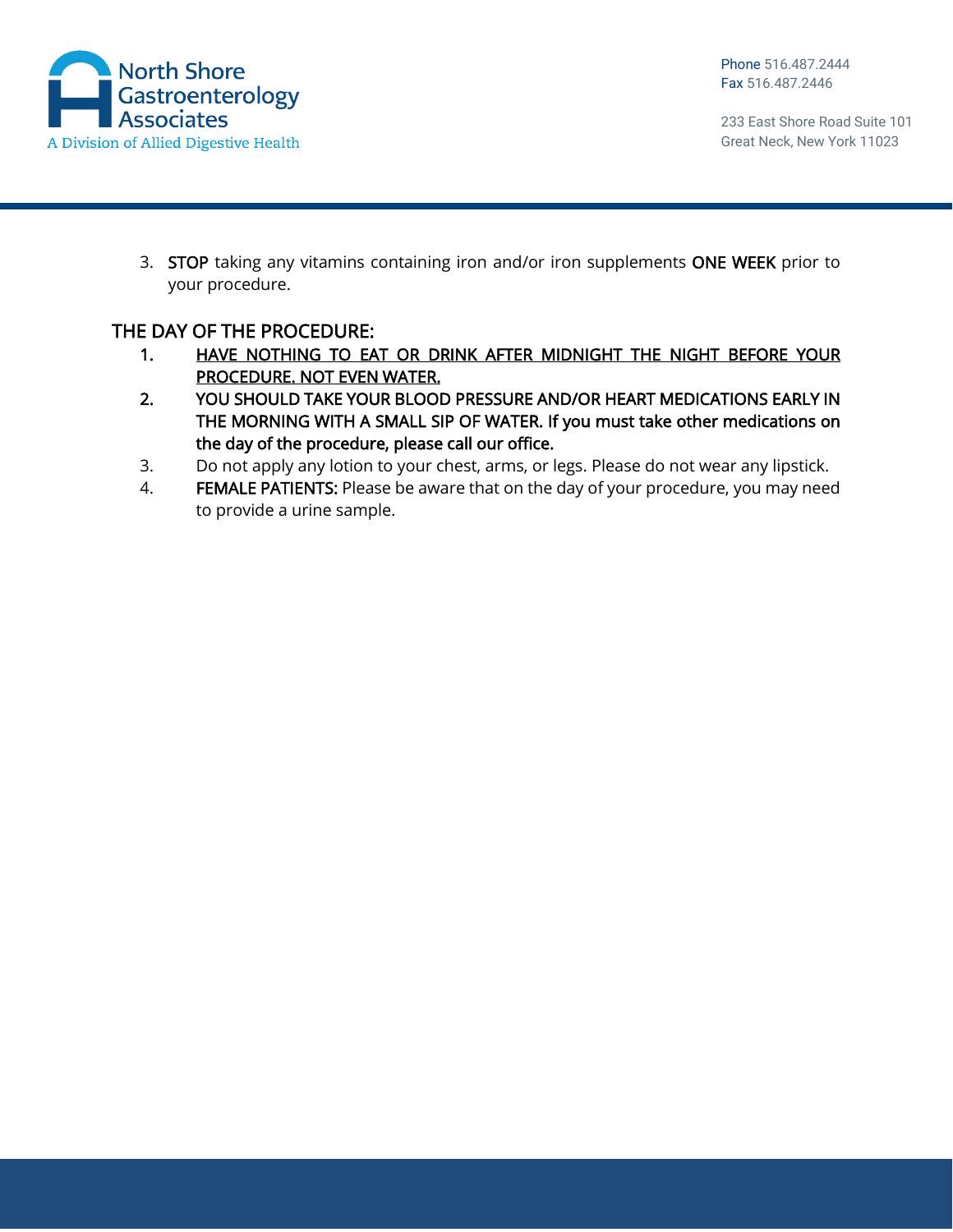3. **STOP** taking any vitamins containing iron and/or iron supplements **ONE WEEK** prior to your procedure.

## THE DAY OF THE PROCEDURE:

1. **HAVE NOTHING TO EAT OR DRINK AFTER MIDNIGHT THE NIGHT BEFORE YOUR PROCEDURE. NOT EVEN WATER.**
2. **YOU SHOULD TAKE YOUR BLOOD PRESSURE AND/OR HEART MEDICATIONS EARLY IN THE MORNING WITH A SMALL SIP OF WATER. If you must take other medications on the day of the procedure, please call our office.**
3. Do not apply any lotion to your chest, arms, or legs. Please do not wear any lipstick.
4. **FEMALE PATIENTS:** Please be aware that on the day of your procedure, you may need to provide a urine sample.